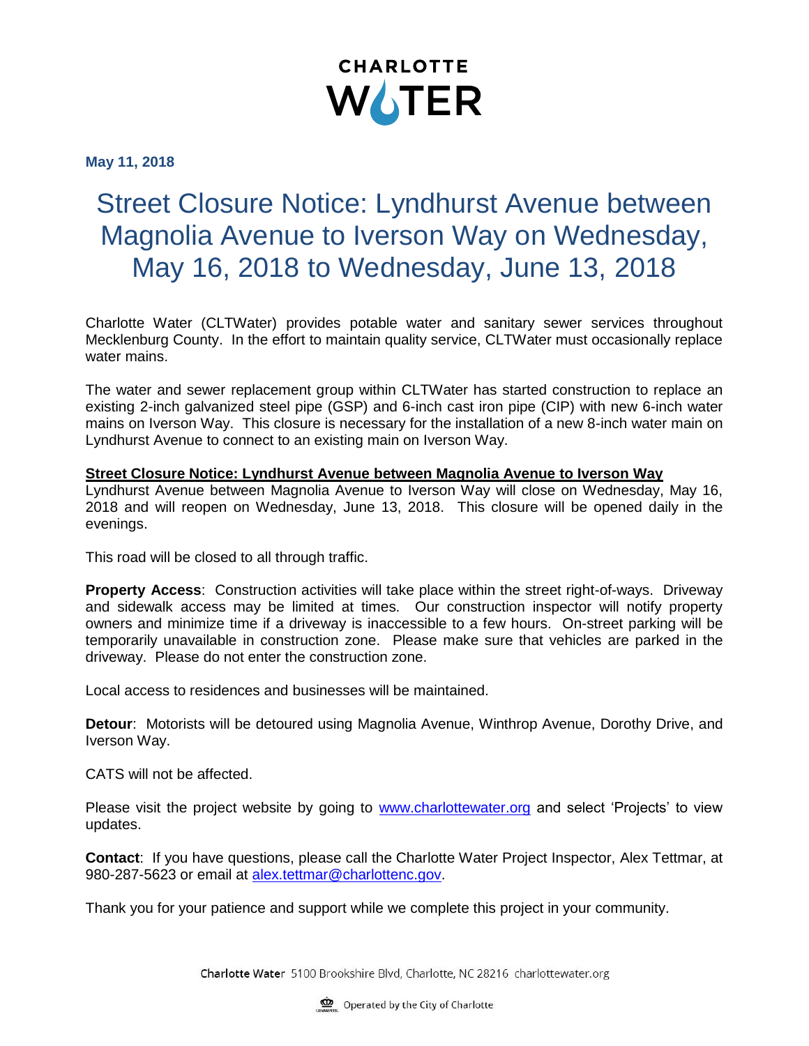**CHARLOTTE WATER**

**May 11, 2018**

# Street Closure Notice: Lyndhurst Avenue between Magnolia Avenue to Iverson Way on Wednesday, May 16, 2018 to Wednesday, June 13, 2018

Charlotte Water (CLTWater) provides potable water and sanitary sewer services throughout Mecklenburg County. In the effort to maintain quality service, CLTWater must occasionally replace water mains.

The water and sewer replacement group within CLTWater has started construction to replace an existing 2-inch galvanized steel pipe (GSP) and 6-inch cast iron pipe (CIP) with new 6-inch water mains on Iverson Way. This closure is necessary for the installation of a new 8-inch water main on Lyndhurst Avenue to connect to an existing main on Iverson Way.

**Street Closure Notice: Lyndhurst Avenue between Magnolia Avenue to Iverson Way**

Lyndhurst Avenue between Magnolia Avenue to Iverson Way will close on Wednesday, May 16, 2018 and will reopen on Wednesday, June 13, 2018. This closure will be opened daily in the evenings.

This road will be closed to all through traffic.

**Property Access**: Construction activities will take place within the street right-of-ways. Driveway and sidewalk access may be limited at times. Our construction inspector will notify property owners and minimize time if a driveway is inaccessible to a few hours. On-street parking will be temporarily unavailable in construction zone. Please make sure that vehicles are parked in the driveway. Please do not enter the construction zone.

Local access to residences and businesses will be maintained.

**Detour**: Motorists will be detoured using Magnolia Avenue, Winthrop Avenue, Dorothy Drive, and Iverson Way.

CATS will not be affected.

Please visit the project website by going to www.charlottewater.org and select 'Projects' to view updates.

**Contact**: If you have questions, please call the Charlotte Water Project Inspector, Alex Tettmar, at 980-287-5623 or email at alex.tettmar@charlottenc.gov.

Thank you for your patience and support while we complete this project in your community.

Charlotte Water 5100 Brookshire Blvd, Charlotte, NC 28216 charlottewater.org

Operated by the City of Charlotte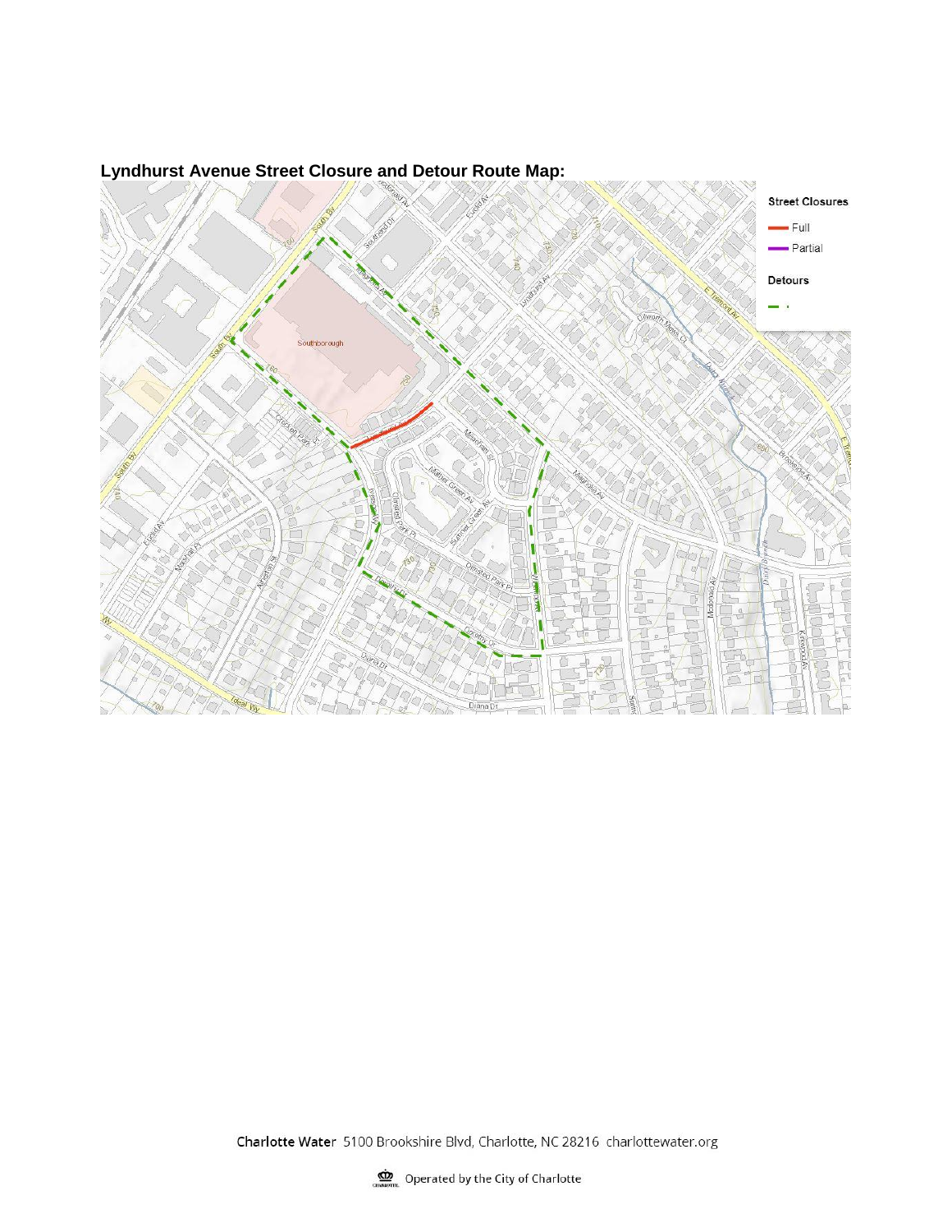**Lyndhurst Avenue Street Closure and Detour Route Map:**

Street Closures

Full

Partial

Detours

Charlotte Water 5100 Brookshire Blvd, Charlotte, NC 28216 charlottewater.org

Operated by the City of Charlotte